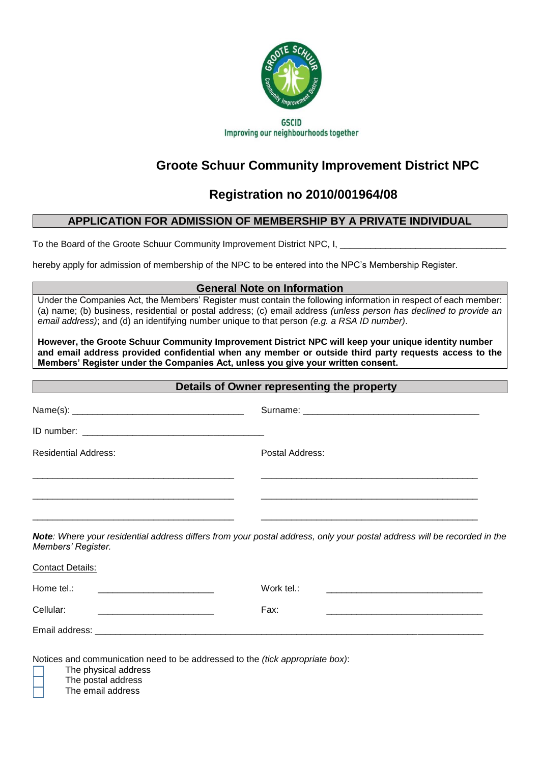GSCID
Improving our neighbourhoods together

# Groote Schuur Community Improvement District NPC

## Registration no 2010/001964/08

### APPLICATION FOR ADMISSION OF MEMBERSHIP BY A PRIVATE INDIVIDUAL

To the Board of the Groote Schuur Community Improvement District NPC, I, ________________________________

hereby apply for admission of membership of the NPC to be entered into the NPC's Membership Register.

### General Note on Information

Under the Companies Act, the Members' Register must contain the following information in respect of each member: (a) name; (b) business, residential <u>or</u> postal address; (c) email address *(unless person has declined to provide an email address)*; and (d) an identifying number unique to that person *(e.g. a RSA ID number)*.

**However, the Groote Schuur Community Improvement District NPC will keep your unique identity number and email address provided confidential when any member or outside third party requests access to the Members' Register under the Companies Act, unless you give your written consent.**

### Details of Owner representing the property

Name(s): __________________________________ Surname: ___________________________________

ID number: ____________________________________

Residential Address:

________________________________________

________________________________________

________________________________________

Postal Address:

____________________________________________

____________________________________________

____________________________________________

***Note***: *Where your residential address differs from your postal address, only your postal address will be recorded in the Members' Register.*

<u>Contact Details:</u>

Home tel.: _______________________ Work tel.: _______________________________

Cellular: _______________________ Fax: _______________________________

Email address: ______________________________________________________________________________

Notices and communication need to be addressed to the *(tick appropriate box)*:

- ☐ The physical address
- ☐ The postal address
- ☐ The email address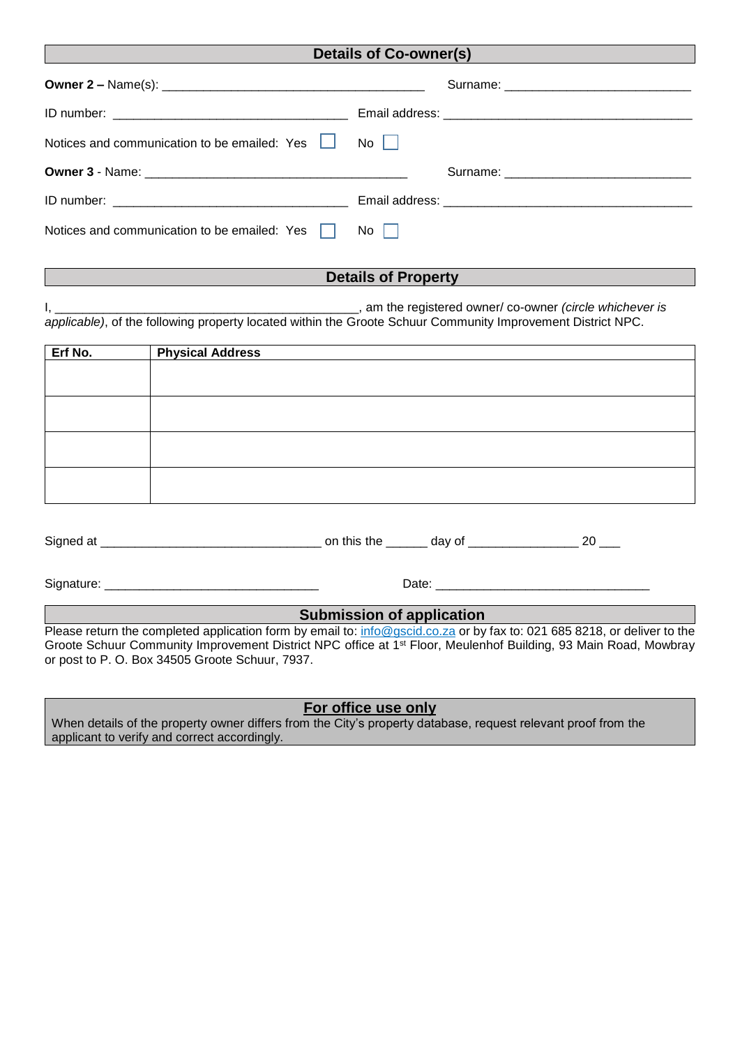## Details of Co-owner(s)

**Owner 2 –** Name(s): ______________________________________ Surname: ___________________________

ID number: __________________________________ Email address: ____________________________________

Notices and communication to be emailed: Yes ☐ No ☐

**Owner 3** - Name: _______________________________________ Surname: ___________________________

ID number: __________________________________ Email address: ____________________________________

Notices and communication to be emailed: Yes ☐ No ☐

## Details of Property

I, ____________________________________________, am the registered owner/ co-owner *(circle whichever is applicable)*, of the following property located within the Groote Schuur Community Improvement District NPC.

| Erf No. | Physical Address |
|---|---|
| | |
| | |
| | |
| | |

Signed at ________________________________ on this the ______ day of ________________ 20 ___

Signature: _______________________________ Date: _______________________________

## Submission of application

Please return the completed application form by email to: info@gscid.co.za or by fax to: 021 685 8218, or deliver to the Groote Schuur Community Improvement District NPC office at 1st Floor, Meulenhof Building, 93 Main Road, Mowbray or post to P. O. Box 34505 Groote Schuur, 7937.

## For office use only

When details of the property owner differs from the City's property database, request relevant proof from the applicant to verify and correct accordingly.